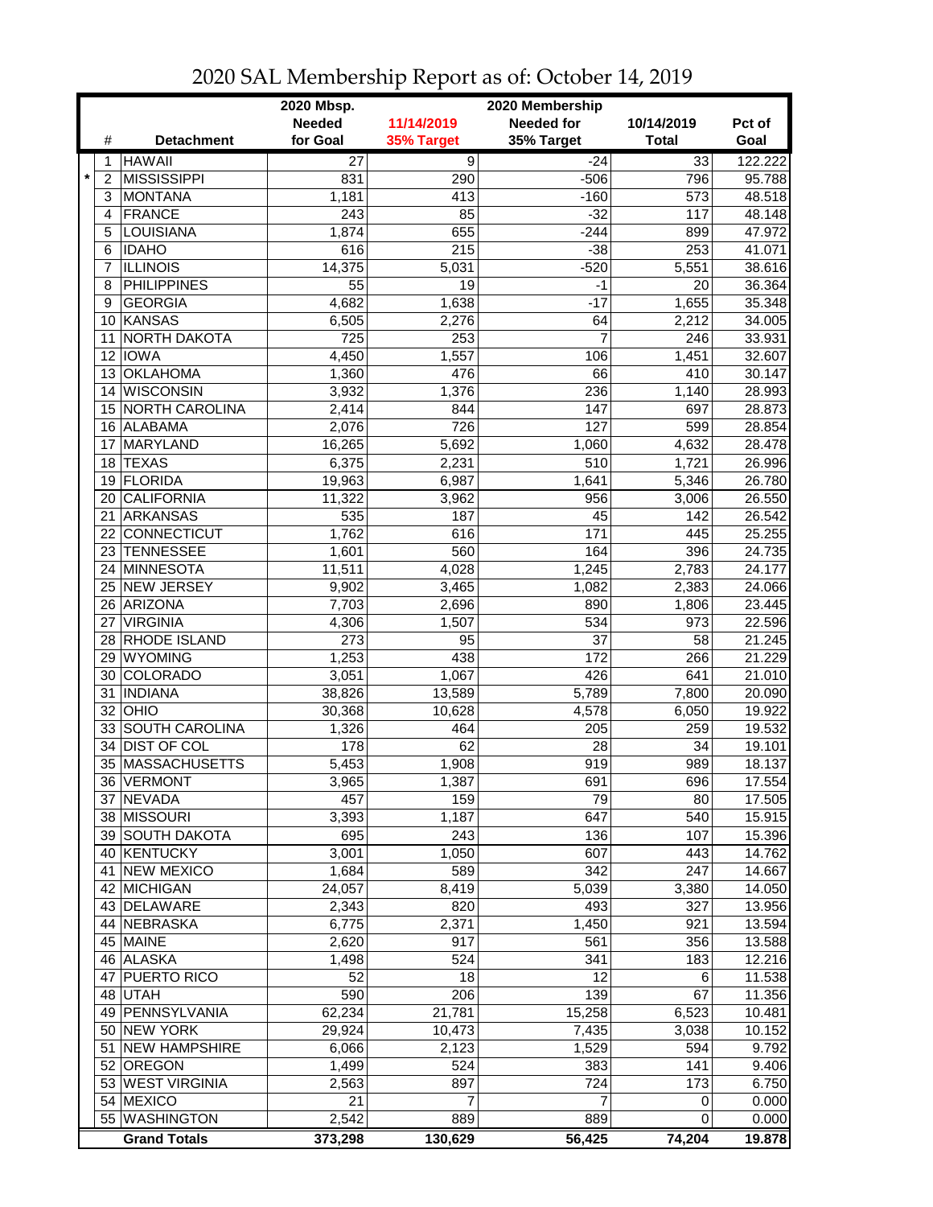# 2020 SAL Membership Report as of: October 14, 2019

| | # | Detachment | 2020 Mbsp. Needed for Goal | 11/14/2019 35% Target | 2020 Membership Needed for 35% Target | 10/14/2019 Total | Pct of Goal |
|---|---|---|---|---|---|---|---|
| | 1 | HAWAII | 27 | 9 | -24 | 33 | 122.222 |
| * | 2 | MISSISSIPPI | 831 | 290 | -506 | 796 | 95.788 |
| | 3 | MONTANA | 1,181 | 413 | -160 | 573 | 48.518 |
| | 4 | FRANCE | 243 | 85 | -32 | 117 | 48.148 |
| | 5 | LOUISIANA | 1,874 | 655 | -244 | 899 | 47.972 |
| | 6 | IDAHO | 616 | 215 | -38 | 253 | 41.071 |
| | 7 | ILLINOIS | 14,375 | 5,031 | -520 | 5,551 | 38.616 |
| | 8 | PHILIPPINES | 55 | 19 | -1 | 20 | 36.364 |
| | 9 | GEORGIA | 4,682 | 1,638 | -17 | 1,655 | 35.348 |
| | 10 | KANSAS | 6,505 | 2,276 | 64 | 2,212 | 34.005 |
| | 11 | NORTH DAKOTA | 725 | 253 | 7 | 246 | 33.931 |
| | 12 | IOWA | 4,450 | 1,557 | 106 | 1,451 | 32.607 |
| | 13 | OKLAHOMA | 1,360 | 476 | 66 | 410 | 30.147 |
| | 14 | WISCONSIN | 3,932 | 1,376 | 236 | 1,140 | 28.993 |
| | 15 | NORTH CAROLINA | 2,414 | 844 | 147 | 697 | 28.873 |
| | 16 | ALABAMA | 2,076 | 726 | 127 | 599 | 28.854 |
| | 17 | MARYLAND | 16,265 | 5,692 | 1,060 | 4,632 | 28.478 |
| | 18 | TEXAS | 6,375 | 2,231 | 510 | 1,721 | 26.996 |
| | 19 | FLORIDA | 19,963 | 6,987 | 1,641 | 5,346 | 26.780 |
| | 20 | CALIFORNIA | 11,322 | 3,962 | 956 | 3,006 | 26.550 |
| | 21 | ARKANSAS | 535 | 187 | 45 | 142 | 26.542 |
| | 22 | CONNECTICUT | 1,762 | 616 | 171 | 445 | 25.255 |
| | 23 | TENNESSEE | 1,601 | 560 | 164 | 396 | 24.735 |
| | 24 | MINNESOTA | 11,511 | 4,028 | 1,245 | 2,783 | 24.177 |
| | 25 | NEW JERSEY | 9,902 | 3,465 | 1,082 | 2,383 | 24.066 |
| | 26 | ARIZONA | 7,703 | 2,696 | 890 | 1,806 | 23.445 |
| | 27 | VIRGINIA | 4,306 | 1,507 | 534 | 973 | 22.596 |
| | 28 | RHODE ISLAND | 273 | 95 | 37 | 58 | 21.245 |
| | 29 | WYOMING | 1,253 | 438 | 172 | 266 | 21.229 |
| | 30 | COLORADO | 3,051 | 1,067 | 426 | 641 | 21.010 |
| | 31 | INDIANA | 38,826 | 13,589 | 5,789 | 7,800 | 20.090 |
| | 32 | OHIO | 30,368 | 10,628 | 4,578 | 6,050 | 19.922 |
| | 33 | SOUTH CAROLINA | 1,326 | 464 | 205 | 259 | 19.532 |
| | 34 | DIST OF COL | 178 | 62 | 28 | 34 | 19.101 |
| | 35 | MASSACHUSETTS | 5,453 | 1,908 | 919 | 989 | 18.137 |
| | 36 | VERMONT | 3,965 | 1,387 | 691 | 696 | 17.554 |
| | 37 | NEVADA | 457 | 159 | 79 | 80 | 17.505 |
| | 38 | MISSOURI | 3,393 | 1,187 | 647 | 540 | 15.915 |
| | 39 | SOUTH DAKOTA | 695 | 243 | 136 | 107 | 15.396 |
| | 40 | KENTUCKY | 3,001 | 1,050 | 607 | 443 | 14.762 |
| | 41 | NEW MEXICO | 1,684 | 589 | 342 | 247 | 14.667 |
| | 42 | MICHIGAN | 24,057 | 8,419 | 5,039 | 3,380 | 14.050 |
| | 43 | DELAWARE | 2,343 | 820 | 493 | 327 | 13.956 |
| | 44 | NEBRASKA | 6,775 | 2,371 | 1,450 | 921 | 13.594 |
| | 45 | MAINE | 2,620 | 917 | 561 | 356 | 13.588 |
| | 46 | ALASKA | 1,498 | 524 | 341 | 183 | 12.216 |
| | 47 | PUERTO RICO | 52 | 18 | 12 | 6 | 11.538 |
| | 48 | UTAH | 590 | 206 | 139 | 67 | 11.356 |
| | 49 | PENNSYLVANIA | 62,234 | 21,781 | 15,258 | 6,523 | 10.481 |
| | 50 | NEW YORK | 29,924 | 10,473 | 7,435 | 3,038 | 10.152 |
| | 51 | NEW HAMPSHIRE | 6,066 | 2,123 | 1,529 | 594 | 9.792 |
| | 52 | OREGON | 1,499 | 524 | 383 | 141 | 9.406 |
| | 53 | WEST VIRGINIA | 2,563 | 897 | 724 | 173 | 6.750 |
| | 54 | MEXICO | 21 | 7 | 7 | 0 | 0.000 |
| | 55 | WASHINGTON | 2,542 | 889 | 889 | 0 | 0.000 |
| | | **Grand Totals** | **373,298** | **130,629** | **56,425** | **74,204** | **19.878** |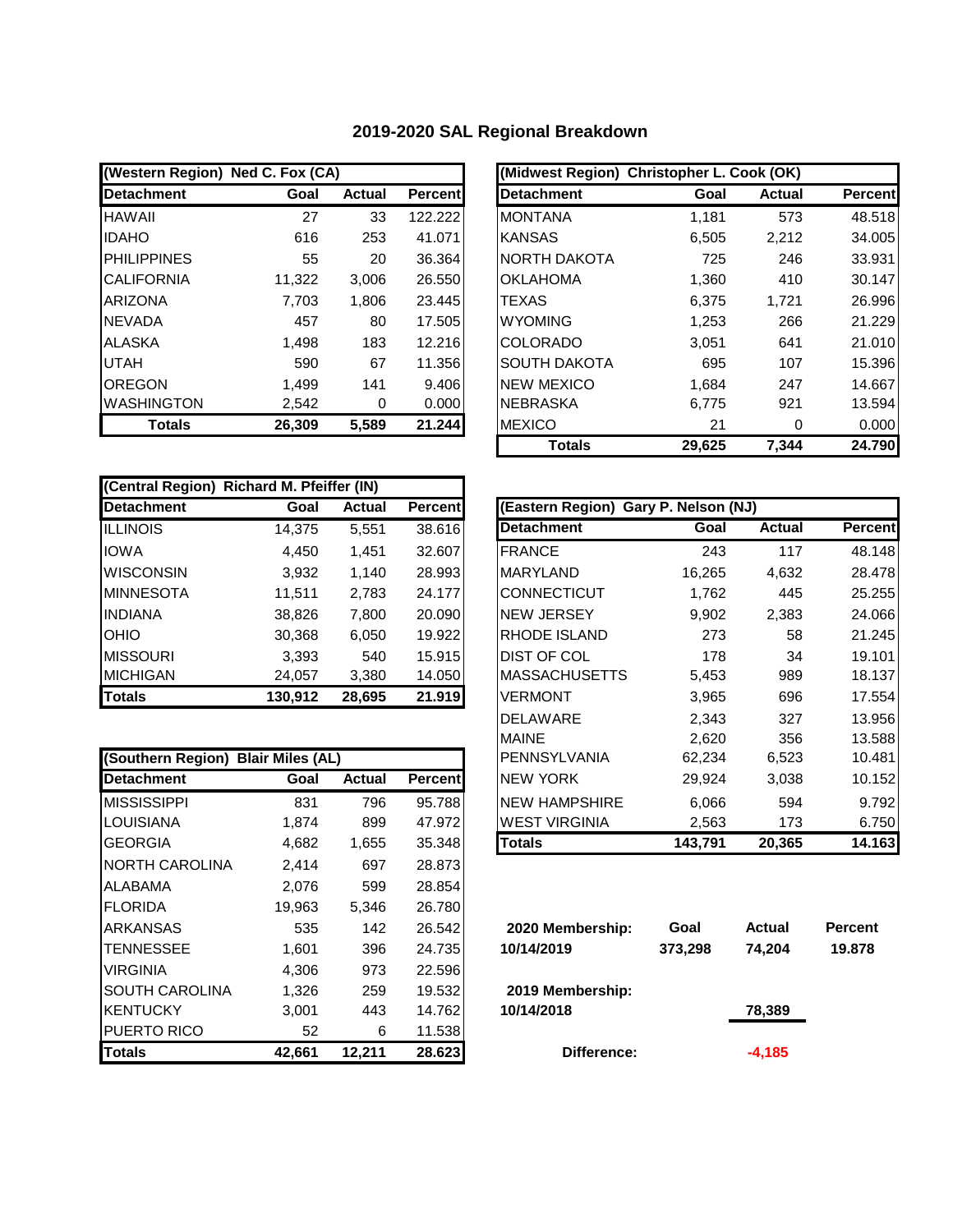# 2019-2020 SAL Regional Breakdown

| (Western Region) Ned C. Fox (CA) | | | |
|---|---|---|---|
| Detachment | Goal | Actual | Percent |
| HAWAII | 27 | 33 | 122.222 |
| IDAHO | 616 | 253 | 41.071 |
| PHILIPPINES | 55 | 20 | 36.364 |
| CALIFORNIA | 11,322 | 3,006 | 26.550 |
| ARIZONA | 7,703 | 1,806 | 23.445 |
| NEVADA | 457 | 80 | 17.505 |
| ALASKA | 1,498 | 183 | 12.216 |
| UTAH | 590 | 67 | 11.356 |
| OREGON | 1,499 | 141 | 9.406 |
| WASHINGTON | 2,542 | 0 | 0.000 |
| **Totals** | **26,309** | **5,589** | **21.244** |

| (Midwest Region) Christopher L. Cook (OK) | | | |
|---|---|---|---|
| Detachment | Goal | Actual | Percent |
| MONTANA | 1,181 | 573 | 48.518 |
| KANSAS | 6,505 | 2,212 | 34.005 |
| NORTH DAKOTA | 725 | 246 | 33.931 |
| OKLAHOMA | 1,360 | 410 | 30.147 |
| TEXAS | 6,375 | 1,721 | 26.996 |
| WYOMING | 1,253 | 266 | 21.229 |
| COLORADO | 3,051 | 641 | 21.010 |
| SOUTH DAKOTA | 695 | 107 | 15.396 |
| NEW MEXICO | 1,684 | 247 | 14.667 |
| NEBRASKA | 6,775 | 921 | 13.594 |
| MEXICO | 21 | 0 | 0.000 |
| **Totals** | **29,625** | **7,344** | **24.790** |

| (Central Region) Richard M. Pfeiffer (IN) | | | |
|---|---|---|---|
| Detachment | Goal | Actual | Percent |
| ILLINOIS | 14,375 | 5,551 | 38.616 |
| IOWA | 4,450 | 1,451 | 32.607 |
| WISCONSIN | 3,932 | 1,140 | 28.993 |
| MINNESOTA | 11,511 | 2,783 | 24.177 |
| INDIANA | 38,826 | 7,800 | 20.090 |
| OHIO | 30,368 | 6,050 | 19.922 |
| MISSOURI | 3,393 | 540 | 15.915 |
| MICHIGAN | 24,057 | 3,380 | 14.050 |
| **Totals** | **130,912** | **28,695** | **21.919** |

| (Eastern Region) Gary P. Nelson (NJ) | | | |
|---|---|---|---|
| Detachment | Goal | Actual | Percent |
| FRANCE | 243 | 117 | 48.148 |
| MARYLAND | 16,265 | 4,632 | 28.478 |
| CONNECTICUT | 1,762 | 445 | 25.255 |
| NEW JERSEY | 9,902 | 2,383 | 24.066 |
| RHODE ISLAND | 273 | 58 | 21.245 |
| DIST OF COL | 178 | 34 | 19.101 |
| MASSACHUSETTS | 5,453 | 989 | 18.137 |
| VERMONT | 3,965 | 696 | 17.554 |
| DELAWARE | 2,343 | 327 | 13.956 |
| MAINE | 2,620 | 356 | 13.588 |
| PENNSYLVANIA | 62,234 | 6,523 | 10.481 |
| NEW YORK | 29,924 | 3,038 | 10.152 |
| NEW HAMPSHIRE | 6,066 | 594 | 9.792 |
| WEST VIRGINIA | 2,563 | 173 | 6.750 |
| **Totals** | **143,791** | **20,365** | **14.163** |

| (Southern Region) Blair Miles (AL) | | | |
|---|---|---|---|
| Detachment | Goal | Actual | Percent |
| MISSISSIPPI | 831 | 796 | 95.788 |
| LOUISIANA | 1,874 | 899 | 47.972 |
| GEORGIA | 4,682 | 1,655 | 35.348 |
| NORTH CAROLINA | 2,414 | 697 | 28.873 |
| ALABAMA | 2,076 | 599 | 28.854 |
| FLORIDA | 19,963 | 5,346 | 26.780 |
| ARKANSAS | 535 | 142 | 26.542 |
| TENNESSEE | 1,601 | 396 | 24.735 |
| VIRGINIA | 4,306 | 973 | 22.596 |
| SOUTH CAROLINA | 1,326 | 259 | 19.532 |
| KENTUCKY | 3,001 | 443 | 14.762 |
| PUERTO RICO | 52 | 6 | 11.538 |
| **Totals** | **42,661** | **12,211** | **28.623** |

| | Goal | Actual | Percent |
|---|---|---|---|
| **2020 Membership:** 10/14/2019 | 373,298 | 74,204 | 19.878 |
| **2019 Membership:** 10/14/2018 | | 78,389 | |
| **Difference:** | | -4,185 | |